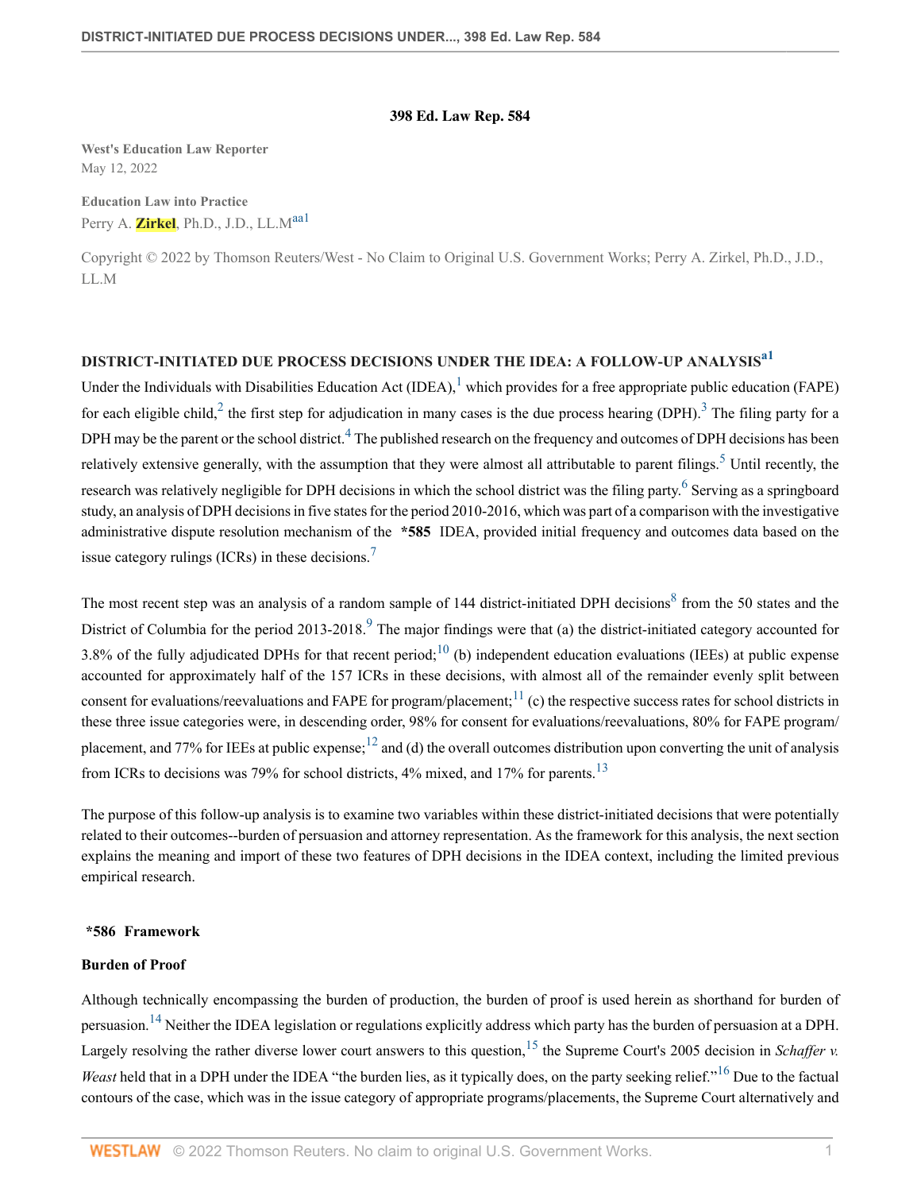**398 Ed. Law Rep. 584**

**West's Education Law Reporter**
May 12, 2022

**Education Law into Practice**
Perry A. Zirkel, Ph.D., J.D., LL.M[aa1]

Copyright © 2022 by Thomson Reuters/West - No Claim to Original U.S. Government Works; Perry A. Zirkel, Ph.D., J.D., LL.M

## DISTRICT-INITIATED DUE PROCESS DECISIONS UNDER THE IDEA: A FOLLOW-UP ANALYSIS[a1]

Under the Individuals with Disabilities Education Act (IDEA),[1] which provides for a free appropriate public education (FAPE) for each eligible child,[2] the first step for adjudication in many cases is the due process hearing (DPH).[3] The filing party for a DPH may be the parent or the school district.[4] The published research on the frequency and outcomes of DPH decisions has been relatively extensive generally, with the assumption that they were almost all attributable to parent filings.[5] Until recently, the research was relatively negligible for DPH decisions in which the school district was the filing party.[6] Serving as a springboard study, an analysis of DPH decisions in five states for the period 2010-2016, which was part of a comparison with the investigative administrative dispute resolution mechanism of the **\*585** IDEA, provided initial frequency and outcomes data based on the issue category rulings (ICRs) in these decisions.[7]

The most recent step was an analysis of a random sample of 144 district-initiated DPH decisions[8] from the 50 states and the District of Columbia for the period 2013-2018.[9] The major findings were that (a) the district-initiated category accounted for 3.8% of the fully adjudicated DPHs for that recent period;[10] (b) independent education evaluations (IEEs) at public expense accounted for approximately half of the 157 ICRs in these decisions, with almost all of the remainder evenly split between consent for evaluations/reevaluations and FAPE for program/placement;[11] (c) the respective success rates for school districts in these three issue categories were, in descending order, 98% for consent for evaluations/reevaluations, 80% for FAPE program/placement, and 77% for IEEs at public expense;[12] and (d) the overall outcomes distribution upon converting the unit of analysis from ICRs to decisions was 79% for school districts, 4% mixed, and 17% for parents.[13]

The purpose of this follow-up analysis is to examine two variables within these district-initiated decisions that were potentially related to their outcomes--burden of persuasion and attorney representation. As the framework for this analysis, the next section explains the meaning and import of these two features of DPH decisions in the IDEA context, including the limited previous empirical research.

### **\*586** Framework

#### Burden of Proof

Although technically encompassing the burden of production, the burden of proof is used herein as shorthand for burden of persuasion.[14] Neither the IDEA legislation or regulations explicitly address which party has the burden of persuasion at a DPH. Largely resolving the rather diverse lower court answers to this question,[15] the Supreme Court's 2005 decision in *Schaffer v. Weast* held that in a DPH under the IDEA "the burden lies, as it typically does, on the party seeking relief."[16] Due to the factual contours of the case, which was in the issue category of appropriate programs/placements, the Supreme Court alternatively and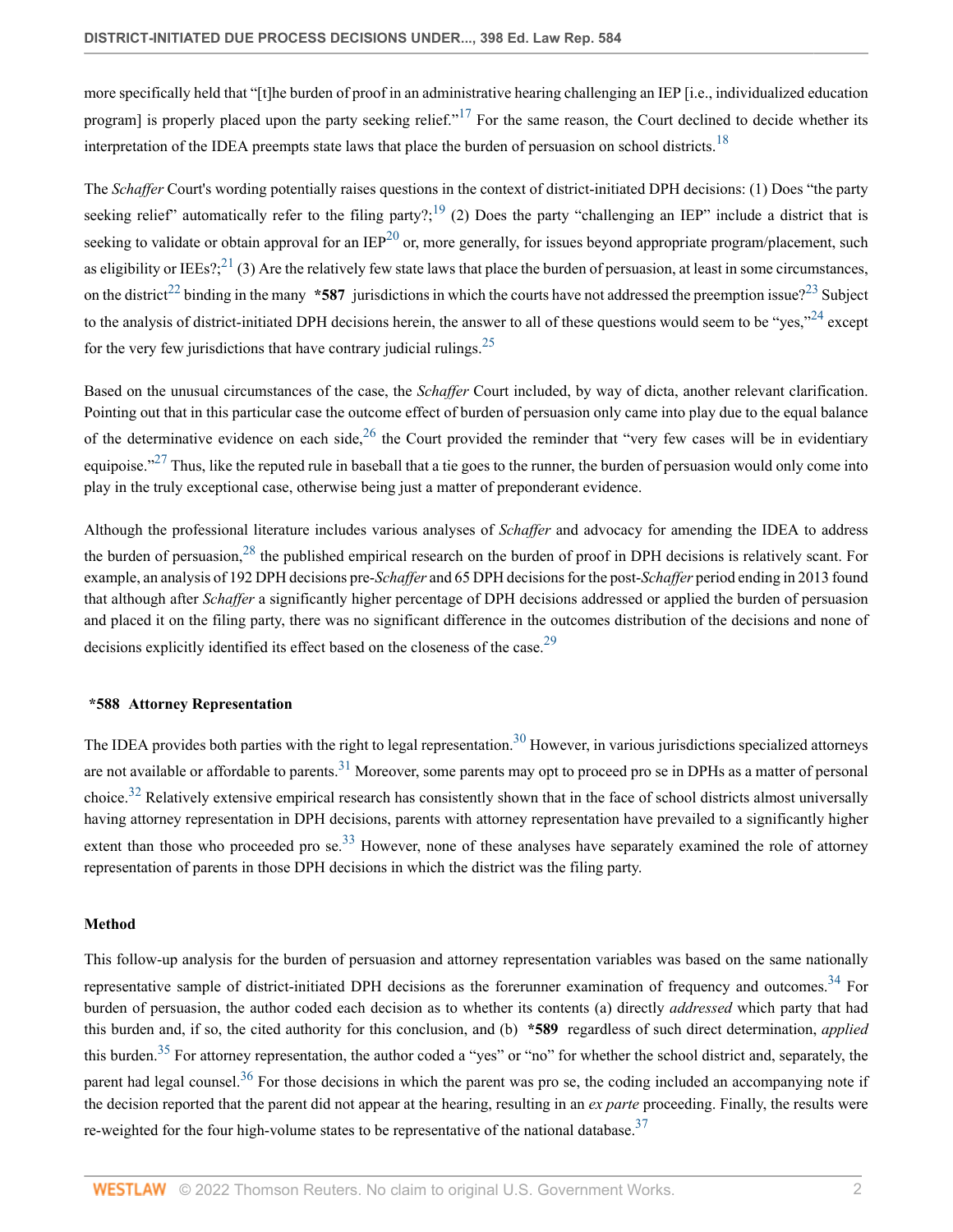more specifically held that "[t]he burden of proof in an administrative hearing challenging an IEP [i.e., individualized education program] is properly placed upon the party seeking relief."[17] For the same reason, the Court declined to decide whether its interpretation of the IDEA preempts state laws that place the burden of persuasion on school districts.[18]

The *Schaffer* Court's wording potentially raises questions in the context of district-initiated DPH decisions: (1) Does "the party seeking relief" automatically refer to the filing party?;[19] (2) Does the party "challenging an IEP" include a district that is seeking to validate or obtain approval for an IEP[20] or, more generally, for issues beyond appropriate program/placement, such as eligibility or IEEs?;[21] (3) Are the relatively few state laws that place the burden of persuasion, at least in some circumstances, on the district[22] binding in the many **\*587** jurisdictions in which the courts have not addressed the preemption issue?[23] Subject to the analysis of district-initiated DPH decisions herein, the answer to all of these questions would seem to be "yes,"[24] except for the very few jurisdictions that have contrary judicial rulings.[25]

Based on the unusual circumstances of the case, the *Schaffer* Court included, by way of dicta, another relevant clarification. Pointing out that in this particular case the outcome effect of burden of persuasion only came into play due to the equal balance of the determinative evidence on each side,[26] the Court provided the reminder that "very few cases will be in evidentiary equipoise."[27] Thus, like the reputed rule in baseball that a tie goes to the runner, the burden of persuasion would only come into play in the truly exceptional case, otherwise being just a matter of preponderant evidence.

Although the professional literature includes various analyses of *Schaffer* and advocacy for amending the IDEA to address the burden of persuasion,[28] the published empirical research on the burden of proof in DPH decisions is relatively scant. For example, an analysis of 192 DPH decisions pre-*Schaffer* and 65 DPH decisions for the post-*Schaffer* period ending in 2013 found that although after *Schaffer* a significantly higher percentage of DPH decisions addressed or applied the burden of persuasion and placed it on the filing party, there was no significant difference in the outcomes distribution of the decisions and none of decisions explicitly identified its effect based on the closeness of the case.[29]

### **\*588** Attorney Representation

The IDEA provides both parties with the right to legal representation.[30] However, in various jurisdictions specialized attorneys are not available or affordable to parents.[31] Moreover, some parents may opt to proceed pro se in DPHs as a matter of personal choice.[32] Relatively extensive empirical research has consistently shown that in the face of school districts almost universally having attorney representation in DPH decisions, parents with attorney representation have prevailed to a significantly higher extent than those who proceeded pro se.[33] However, none of these analyses have separately examined the role of attorney representation of parents in those DPH decisions in which the district was the filing party.

### Method

This follow-up analysis for the burden of persuasion and attorney representation variables was based on the same nationally representative sample of district-initiated DPH decisions as the forerunner examination of frequency and outcomes.[34] For burden of persuasion, the author coded each decision as to whether its contents (a) directly *addressed* which party that had this burden and, if so, the cited authority for this conclusion, and (b) **\*589** regardless of such direct determination, *applied* this burden.[35] For attorney representation, the author coded a "yes" or "no" for whether the school district and, separately, the parent had legal counsel.[36] For those decisions in which the parent was pro se, the coding included an accompanying note if the decision reported that the parent did not appear at the hearing, resulting in an *ex parte* proceeding. Finally, the results were re-weighted for the four high-volume states to be representative of the national database.[37]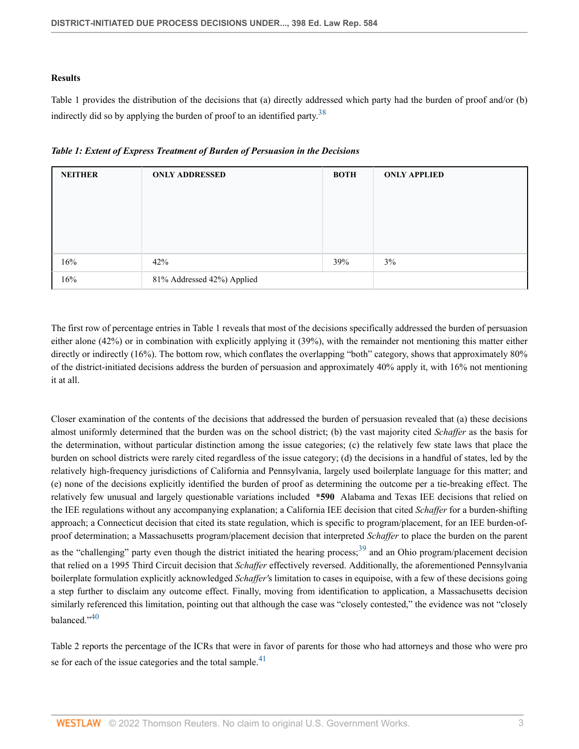**Results**

Table 1 provides the distribution of the decisions that (a) directly addressed which party had the burden of proof and/or (b) indirectly did so by applying the burden of proof to an identified party.[38]

***Table 1: Extent of Express Treatment of Burden of Persuasion in the Decisions***

| NEITHER | ONLY ADDRESSED | BOTH | ONLY APPLIED |
|---|---|---|---|
| 16% | 42% | 39% | 3% |
| 16% | 81% Addressed 42%) Applied | | |

The first row of percentage entries in Table 1 reveals that most of the decisions specifically addressed the burden of persuasion either alone (42%) or in combination with explicitly applying it (39%), with the remainder not mentioning this matter either directly or indirectly (16%). The bottom row, which conflates the overlapping "both" category, shows that approximately 80% of the district-initiated decisions address the burden of persuasion and approximately 40% apply it, with 16% not mentioning it at all.

Closer examination of the contents of the decisions that addressed the burden of persuasion revealed that (a) these decisions almost uniformly determined that the burden was on the school district; (b) the vast majority cited *Schaffer* as the basis for the determination, without particular distinction among the issue categories; (c) the relatively few state laws that place the burden on school districts were rarely cited regardless of the issue category; (d) the decisions in a handful of states, led by the relatively high-frequency jurisdictions of California and Pennsylvania, largely used boilerplate language for this matter; and (e) none of the decisions explicitly identified the burden of proof as determining the outcome per a tie-breaking effect. The relatively few unusual and largely questionable variations included **\*590** Alabama and Texas IEE decisions that relied on the IEE regulations without any accompanying explanation; a California IEE decision that cited *Schaffer* for a burden-shifting approach; a Connecticut decision that cited its state regulation, which is specific to program/placement, for an IEE burden-of-proof determination; a Massachusetts program/placement decision that interpreted *Schaffer* to place the burden on the parent as the "challenging" party even though the district initiated the hearing process;[39] and an Ohio program/placement decision that relied on a 1995 Third Circuit decision that *Schaffer* effectively reversed. Additionally, the aforementioned Pennsylvania boilerplate formulation explicitly acknowledged *Schaffer's* limitation to cases in equipoise, with a few of these decisions going a step further to disclaim any outcome effect. Finally, moving from identification to application, a Massachusetts decision similarly referenced this limitation, pointing out that although the case was "closely contested," the evidence was not "closely balanced."[40]

Table 2 reports the percentage of the ICRs that were in favor of parents for those who had attorneys and those who were pro se for each of the issue categories and the total sample.[41]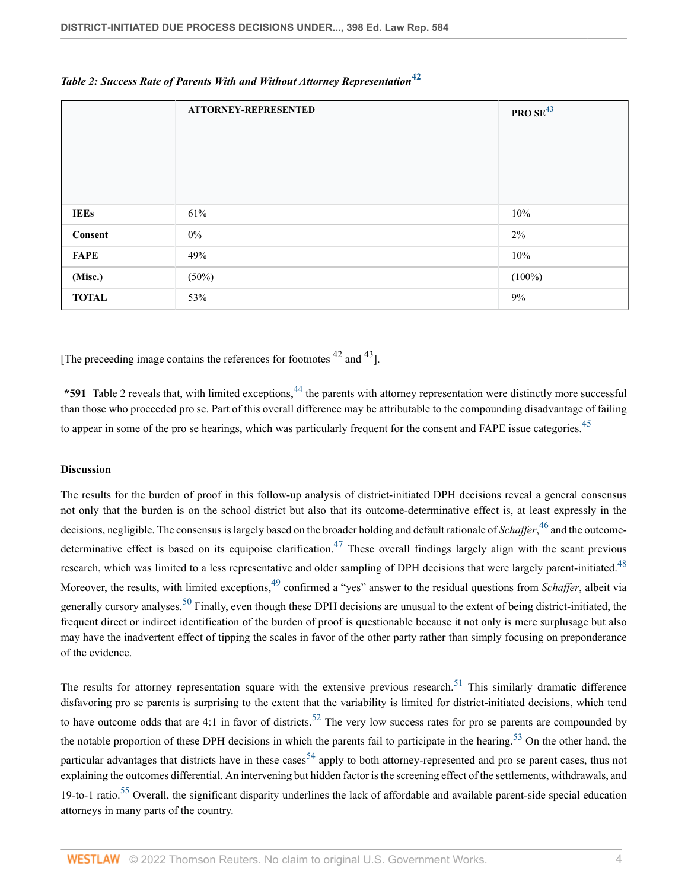*Table 2: Success Rate of Parents With and Without Attorney Representation*[42]

| | ATTORNEY-REPRESENTED | PRO SE[43] |
|---|---|---|
| **IEEs** | 61% | 10% |
| **Consent** | 0% | 2% |
| **FAPE** | 49% | 10% |
| **(Misc.)** | (50%) | (100%) |
| **TOTAL** | 53% | 9% |

[The preceeding image contains the references for footnotes [42] and [43]].

**\*591** Table 2 reveals that, with limited exceptions,[44] the parents with attorney representation were distinctly more successful than those who proceeded pro se. Part of this overall difference may be attributable to the compounding disadvantage of failing to appear in some of the pro se hearings, which was particularly frequent for the consent and FAPE issue categories.[45]

**Discussion**

The results for the burden of proof in this follow-up analysis of district-initiated DPH decisions reveal a general consensus not only that the burden is on the school district but also that its outcome-determinative effect is, at least expressly in the decisions, negligible. The consensus is largely based on the broader holding and default rationale of *Schaffer*,[46] and the outcome-determinative effect is based on its equipoise clarification.[47] These overall findings largely align with the scant previous research, which was limited to a less representative and older sampling of DPH decisions that were largely parent-initiated.[48] Moreover, the results, with limited exceptions,[49] confirmed a "yes" answer to the residual questions from *Schaffer*, albeit via generally cursory analyses.[50] Finally, even though these DPH decisions are unusual to the extent of being district-initiated, the frequent direct or indirect identification of the burden of proof is questionable because it not only is mere surplusage but also may have the inadvertent effect of tipping the scales in favor of the other party rather than simply focusing on preponderance of the evidence.

The results for attorney representation square with the extensive previous research.[51] This similarly dramatic difference disfavoring pro se parents is surprising to the extent that the variability is limited for district-initiated decisions, which tend to have outcome odds that are 4:1 in favor of districts.[52] The very low success rates for pro se parents are compounded by the notable proportion of these DPH decisions in which the parents fail to participate in the hearing.[53] On the other hand, the particular advantages that districts have in these cases[54] apply to both attorney-represented and pro se parent cases, thus not explaining the outcomes differential. An intervening but hidden factor is the screening effect of the settlements, withdrawals, and 19-to-1 ratio.[55] Overall, the significant disparity underlines the lack of affordable and available parent-side special education attorneys in many parts of the country.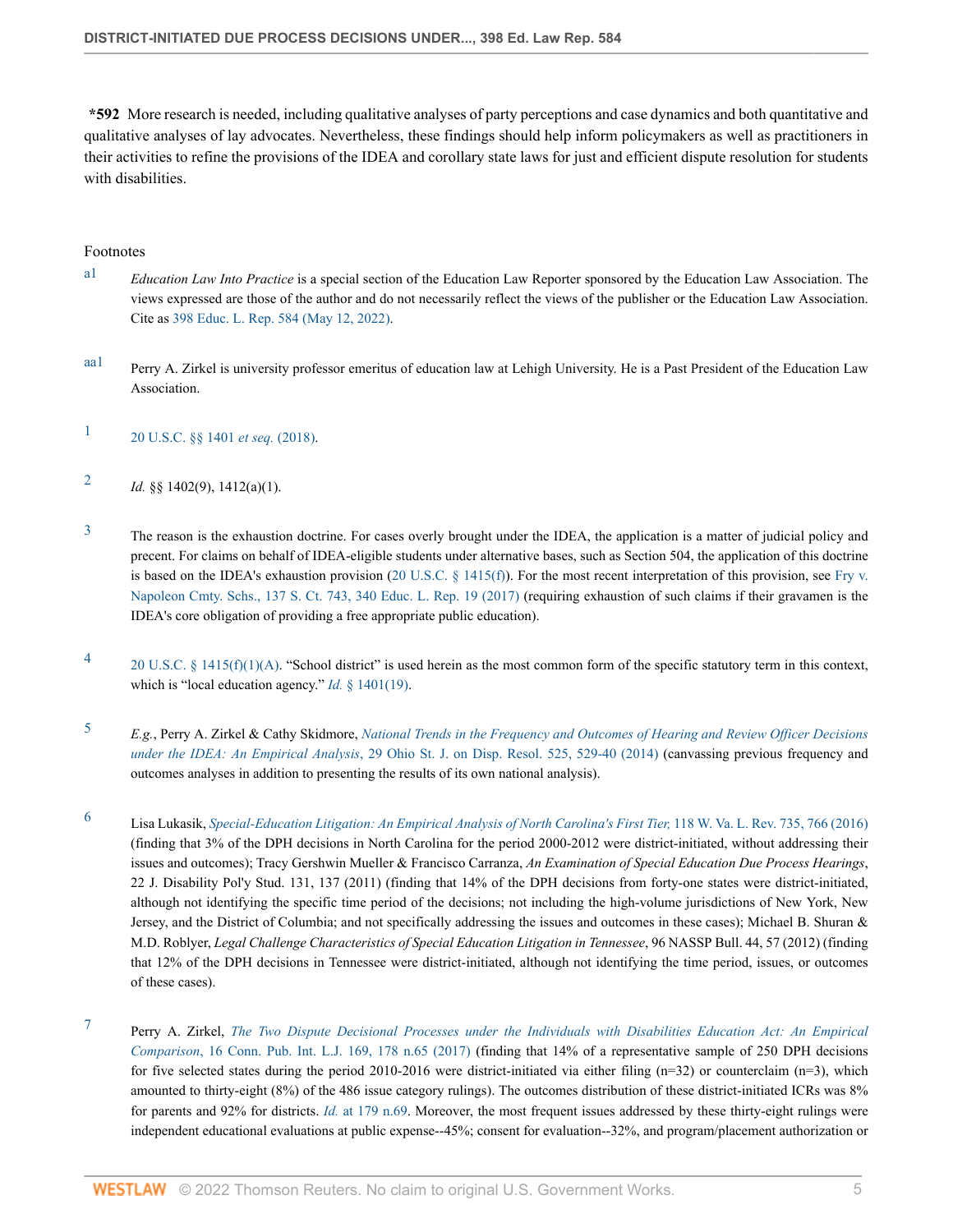**\*592** More research is needed, including qualitative analyses of party perceptions and case dynamics and both quantitative and qualitative analyses of lay advocates. Nevertheless, these findings should help inform policymakers as well as practitioners in their activities to refine the provisions of the IDEA and corollary state laws for just and efficient dispute resolution for students with disabilities.

Footnotes

a1 *Education Law Into Practice* is a special section of the Education Law Reporter sponsored by the Education Law Association. The views expressed are those of the author and do not necessarily reflect the views of the publisher or the Education Law Association. Cite as 398 Educ. L. Rep. 584 (May 12, 2022).

aa1 Perry A. Zirkel is university professor emeritus of education law at Lehigh University. He is a Past President of the Education Law Association.

1 20 U.S.C. §§ 1401 *et seq.* (2018).

2 *Id.* §§ 1402(9), 1412(a)(1).

3 The reason is the exhaustion doctrine. For cases overly brought under the IDEA, the application is a matter of judicial policy and precent. For claims on behalf of IDEA-eligible students under alternative bases, such as Section 504, the application of this doctrine is based on the IDEA's exhaustion provision (20 U.S.C. § 1415(f)). For the most recent interpretation of this provision, see Fry v. Napoleon Cmty. Schs., 137 S. Ct. 743, 340 Educ. L. Rep. 19 (2017) (requiring exhaustion of such claims if their gravamen is the IDEA's core obligation of providing a free appropriate public education).

4 20 U.S.C. § 1415(f)(1)(A). "School district" is used herein as the most common form of the specific statutory term in this context, which is "local education agency." *Id.* § 1401(19).

5 *E.g.*, Perry A. Zirkel & Cathy Skidmore, *National Trends in the Frequency and Outcomes of Hearing and Review Officer Decisions under the IDEA: An Empirical Analysis*, 29 Ohio St. J. on Disp. Resol. 525, 529-40 (2014) (canvassing previous frequency and outcomes analyses in addition to presenting the results of its own national analysis).

6 Lisa Lukasik, *Special-Education Litigation: An Empirical Analysis of North Carolina's First Tier,* 118 W. Va. L. Rev. 735, 766 (2016) (finding that 3% of the DPH decisions in North Carolina for the period 2000-2012 were district-initiated, without addressing their issues and outcomes); Tracy Gershwin Mueller & Francisco Carranza, *An Examination of Special Education Due Process Hearings*, 22 J. Disability Pol'y Stud. 131, 137 (2011) (finding that 14% of the DPH decisions from forty-one states were district-initiated, although not identifying the specific time period of the decisions; not including the high-volume jurisdictions of New York, New Jersey, and the District of Columbia; and not specifically addressing the issues and outcomes in these cases); Michael B. Shuran & M.D. Roblyer, *Legal Challenge Characteristics of Special Education Litigation in Tennessee*, 96 NASSP Bull. 44, 57 (2012) (finding that 12% of the DPH decisions in Tennessee were district-initiated, although not identifying the time period, issues, or outcomes of these cases).

7 Perry A. Zirkel, *The Two Dispute Decisional Processes under the Individuals with Disabilities Education Act: An Empirical Comparison*, 16 Conn. Pub. Int. L.J. 169, 178 n.65 (2017) (finding that 14% of a representative sample of 250 DPH decisions for five selected states during the period 2010-2016 were district-initiated via either filing (n=32) or counterclaim (n=3), which amounted to thirty-eight (8%) of the 486 issue category rulings). The outcomes distribution of these district-initiated ICRs was 8% for parents and 92% for districts. *Id.* at 179 n.69. Moreover, the most frequent issues addressed by these thirty-eight rulings were independent educational evaluations at public expense--45%; consent for evaluation--32%, and program/placement authorization or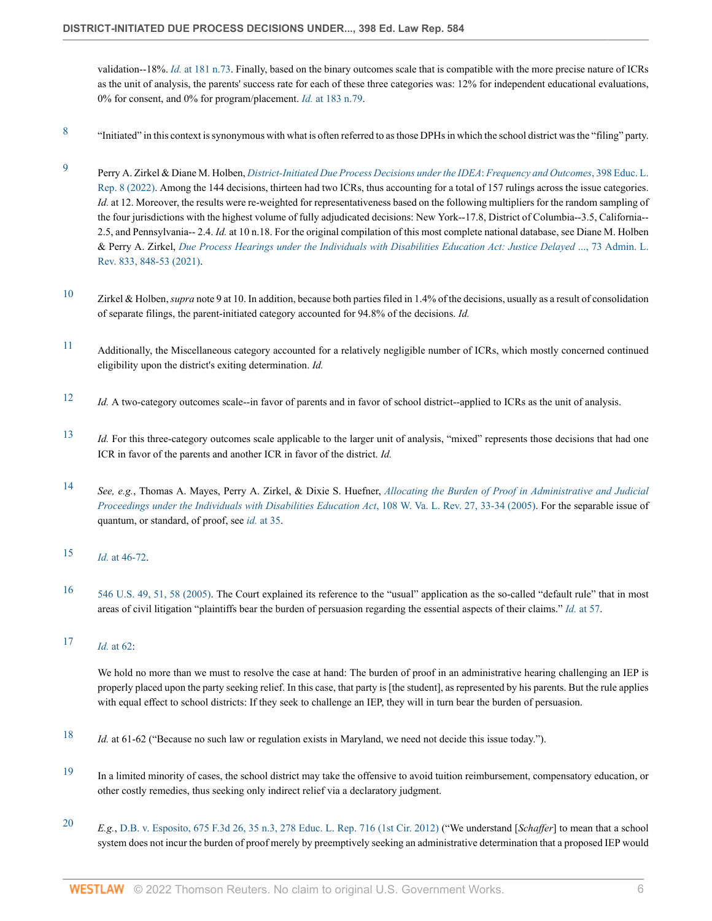validation--18%. *Id.* at 181 n.73. Finally, based on the binary outcomes scale that is compatible with the more precise nature of ICRs as the unit of analysis, the parents' success rate for each of these three categories was: 12% for independent educational evaluations, 0% for consent, and 0% for program/placement. *Id.* at 183 n.79.

8 "Initiated" in this context is synonymous with what is often referred to as those DPHs in which the school district was the "filing" party.

9 Perry A. Zirkel & Diane M. Holben, *District-Initiated Due Process Decisions under the IDEA: Frequency and Outcomes*, 398 Educ. L. Rep. 8 (2022). Among the 144 decisions, thirteen had two ICRs, thus accounting for a total of 157 rulings across the issue categories. *Id.* at 12. Moreover, the results were re-weighted for representativeness based on the following multipliers for the random sampling of the four jurisdictions with the highest volume of fully adjudicated decisions: New York--17.8, District of Columbia--3.5, California--2.5, and Pennsylvania-- 2.4. *Id.* at 10 n.18. For the original compilation of this most complete national database, see Diane M. Holben & Perry A. Zirkel, *Due Process Hearings under the Individuals with Disabilities Education Act: Justice Delayed ...*, 73 Admin. L. Rev. 833, 848-53 (2021).

10 Zirkel & Holben, *supra* note 9 at 10. In addition, because both parties filed in 1.4% of the decisions, usually as a result of consolidation of separate filings, the parent-initiated category accounted for 94.8% of the decisions. *Id.*

11 Additionally, the Miscellaneous category accounted for a relatively negligible number of ICRs, which mostly concerned continued eligibility upon the district's exiting determination. *Id.*

12 *Id.* A two-category outcomes scale--in favor of parents and in favor of school district--applied to ICRs as the unit of analysis.

13 *Id.* For this three-category outcomes scale applicable to the larger unit of analysis, "mixed" represents those decisions that had one ICR in favor of the parents and another ICR in favor of the district. *Id.*

14 *See, e.g.*, Thomas A. Mayes, Perry A. Zirkel, & Dixie S. Huefner, *Allocating the Burden of Proof in Administrative and Judicial Proceedings under the Individuals with Disabilities Education Act*, 108 W. Va. L. Rev. 27, 33-34 (2005). For the separable issue of quantum, or standard, of proof, see *id.* at 35.

15 *Id.* at 46-72.

16 546 U.S. 49, 51, 58 (2005). The Court explained its reference to the "usual" application as the so-called "default rule" that in most areas of civil litigation "plaintiffs bear the burden of persuasion regarding the essential aspects of their claims." *Id.* at 57.

17 *Id.* at 62:

> We hold no more than we must to resolve the case at hand: The burden of proof in an administrative hearing challenging an IEP is properly placed upon the party seeking relief. In this case, that party is [the student], as represented by his parents. But the rule applies with equal effect to school districts: If they seek to challenge an IEP, they will in turn bear the burden of persuasion.

18 *Id.* at 61-62 ("Because no such law or regulation exists in Maryland, we need not decide this issue today.").

19 In a limited minority of cases, the school district may take the offensive to avoid tuition reimbursement, compensatory education, or other costly remedies, thus seeking only indirect relief via a declaratory judgment.

20 *E.g.*, D.B. v. Esposito, 675 F.3d 26, 35 n.3, 278 Educ. L. Rep. 716 (1st Cir. 2012) ("We understand [*Schaffer*] to mean that a school system does not incur the burden of proof merely by preemptively seeking an administrative determination that a proposed IEP would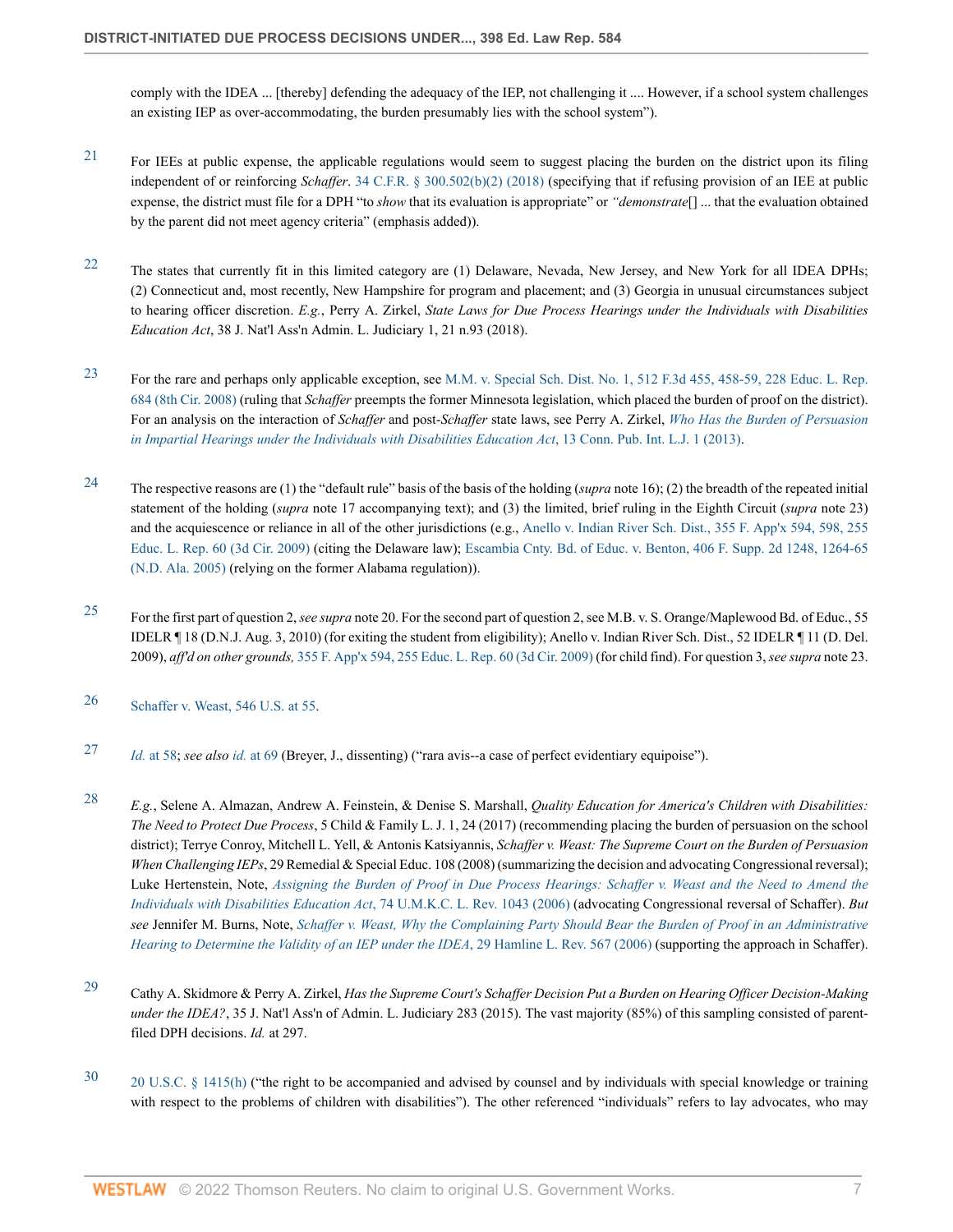comply with the IDEA ... [thereby] defending the adequacy of the IEP, not challenging it .... However, if a school system challenges an existing IEP as over-accommodating, the burden presumably lies with the school system").

21 For IEEs at public expense, the applicable regulations would seem to suggest placing the burden on the district upon its filing independent of or reinforcing *Schaffer*. 34 C.F.R. § 300.502(b)(2) (2018) (specifying that if refusing provision of an IEE at public expense, the district must file for a DPH "to *show* that its evaluation is appropriate" or *"demonstrate*[] ... that the evaluation obtained by the parent did not meet agency criteria" (emphasis added)).

22 The states that currently fit in this limited category are (1) Delaware, Nevada, New Jersey, and New York for all IDEA DPHs; (2) Connecticut and, most recently, New Hampshire for program and placement; and (3) Georgia in unusual circumstances subject to hearing officer discretion. *E.g.*, Perry A. Zirkel, *State Laws for Due Process Hearings under the Individuals with Disabilities Education Act*, 38 J. Nat'l Ass'n Admin. L. Judiciary 1, 21 n.93 (2018).

23 For the rare and perhaps only applicable exception, see M.M. v. Special Sch. Dist. No. 1, 512 F.3d 455, 458-59, 228 Educ. L. Rep. 684 (8th Cir. 2008) (ruling that *Schaffer* preempts the former Minnesota legislation, which placed the burden of proof on the district). For an analysis on the interaction of *Schaffer* and post-*Schaffer* state laws, see Perry A. Zirkel, *Who Has the Burden of Persuasion in Impartial Hearings under the Individuals with Disabilities Education Act*, 13 Conn. Pub. Int. L.J. 1 (2013).

24 The respective reasons are (1) the "default rule" basis of the basis of the holding (*supra* note 16); (2) the breadth of the repeated initial statement of the holding (*supra* note 17 accompanying text); and (3) the limited, brief ruling in the Eighth Circuit (*supra* note 23) and the acquiescence or reliance in all of the other jurisdictions (e.g., Anello v. Indian River Sch. Dist., 355 F. App'x 594, 598, 255 Educ. L. Rep. 60 (3d Cir. 2009) (citing the Delaware law); Escambia Cnty. Bd. of Educ. v. Benton, 406 F. Supp. 2d 1248, 1264-65 (N.D. Ala. 2005) (relying on the former Alabama regulation)).

25 For the first part of question 2, *see supra* note 20. For the second part of question 2, see M.B. v. S. Orange/Maplewood Bd. of Educ., 55 IDELR ¶ 18 (D.N.J. Aug. 3, 2010) (for exiting the student from eligibility); Anello v. Indian River Sch. Dist., 52 IDELR ¶ 11 (D. Del. 2009), *aff'd on other grounds,* 355 F. App'x 594, 255 Educ. L. Rep. 60 (3d Cir. 2009) (for child find). For question 3, *see supra* note 23.

26 Schaffer v. Weast, 546 U.S. at 55.

27 *Id.* at 58; *see also id.* at 69 (Breyer, J., dissenting) ("rara avis--a case of perfect evidentiary equipoise").

28 *E.g.*, Selene A. Almazan, Andrew A. Feinstein, & Denise S. Marshall, *Quality Education for America's Children with Disabilities: The Need to Protect Due Process*, 5 Child & Family L. J. 1, 24 (2017) (recommending placing the burden of persuasion on the school district); Terrye Conroy, Mitchell L. Yell, & Antonis Katsiyannis, *Schaffer v. Weast: The Supreme Court on the Burden of Persuasion When Challenging IEPs*, 29 Remedial & Special Educ. 108 (2008) (summarizing the decision and advocating Congressional reversal); Luke Hertenstein, Note, *Assigning the Burden of Proof in Due Process Hearings: Schaffer v. Weast and the Need to Amend the Individuals with Disabilities Education Act*, 74 U.M.K.C. L. Rev. 1043 (2006) (advocating Congressional reversal of Schaffer). *But see* Jennifer M. Burns, Note, *Schaffer v. Weast, Why the Complaining Party Should Bear the Burden of Proof in an Administrative Hearing to Determine the Validity of an IEP under the IDEA*, 29 Hamline L. Rev. 567 (2006) (supporting the approach in Schaffer).

29 Cathy A. Skidmore & Perry A. Zirkel, *Has the Supreme Court's Schaffer Decision Put a Burden on Hearing Officer Decision-Making under the IDEA?*, 35 J. Nat'l Ass'n of Admin. L. Judiciary 283 (2015). The vast majority (85%) of this sampling consisted of parent-filed DPH decisions. *Id.* at 297.

30 20 U.S.C. § 1415(h) ("the right to be accompanied and advised by counsel and by individuals with special knowledge or training with respect to the problems of children with disabilities"). The other referenced "individuals" refers to lay advocates, who may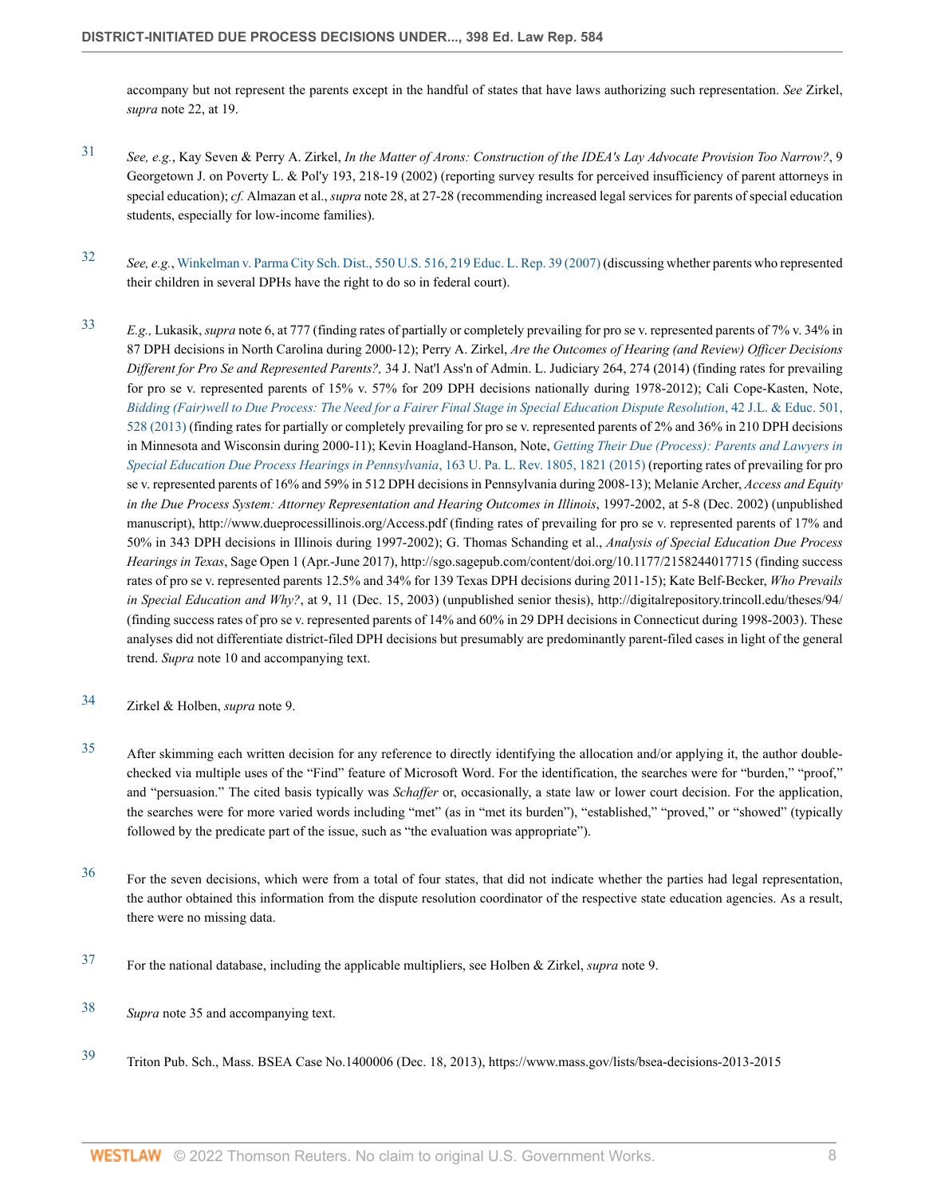accompany but not represent the parents except in the handful of states that have laws authorizing such representation. *See* Zirkel, *supra* note 22, at 19.

31 *See, e.g.*, Kay Seven & Perry A. Zirkel, *In the Matter of Arons: Construction of the IDEA's Lay Advocate Provision Too Narrow?*, 9 Georgetown J. on Poverty L. & Pol'y 193, 218-19 (2002) (reporting survey results for perceived insufficiency of parent attorneys in special education); *cf.* Almazan et al., *supra* note 28, at 27-28 (recommending increased legal services for parents of special education students, especially for low-income families).

32 *See, e.g.*, Winkelman v. Parma City Sch. Dist., 550 U.S. 516, 219 Educ. L. Rep. 39 (2007) (discussing whether parents who represented their children in several DPHs have the right to do so in federal court).

33 *E.g.,* Lukasik, *supra* note 6, at 777 (finding rates of partially or completely prevailing for pro se v. represented parents of 7% v. 34% in 87 DPH decisions in North Carolina during 2000-12); Perry A. Zirkel, *Are the Outcomes of Hearing (and Review) Officer Decisions Different for Pro Se and Represented Parents?,* 34 J. Nat'l Ass'n of Admin. L. Judiciary 264, 274 (2014) (finding rates for prevailing for pro se v. represented parents of 15% v. 57% for 209 DPH decisions nationally during 1978-2012); Cali Cope-Kasten, Note, *Bidding (Fair)well to Due Process: The Need for a Fairer Final Stage in Special Education Dispute Resolution*, 42 J.L. & Educ. 501, 528 (2013) (finding rates for partially or completely prevailing for pro se v. represented parents of 2% and 36% in 210 DPH decisions in Minnesota and Wisconsin during 2000-11); Kevin Hoagland-Hanson, Note, *Getting Their Due (Process): Parents and Lawyers in Special Education Due Process Hearings in Pennsylvania*, 163 U. Pa. L. Rev. 1805, 1821 (2015) (reporting rates of prevailing for pro se v. represented parents of 16% and 59% in 512 DPH decisions in Pennsylvania during 2008-13); Melanie Archer, *Access and Equity in the Due Process System: Attorney Representation and Hearing Outcomes in Illinois*, 1997-2002, at 5-8 (Dec. 2002) (unpublished manuscript), http://www.dueprocessillinois.org/Access.pdf (finding rates of prevailing for pro se v. represented parents of 17% and 50% in 343 DPH decisions in Illinois during 1997-2002); G. Thomas Schanding et al., *Analysis of Special Education Due Process Hearings in Texas*, Sage Open 1 (Apr.-June 2017), http://sgo.sagepub.com/content/doi.org/10.1177/2158244017715 (finding success rates of pro se v. represented parents 12.5% and 34% for 139 Texas DPH decisions during 2011-15); Kate Belf-Becker, *Who Prevails in Special Education and Why?*, at 9, 11 (Dec. 15, 2003) (unpublished senior thesis), http://digitalrepository.trincoll.edu/theses/94/ (finding success rates of pro se v. represented parents of 14% and 60% in 29 DPH decisions in Connecticut during 1998-2003). These analyses did not differentiate district-filed DPH decisions but presumably are predominantly parent-filed cases in light of the general trend. *Supra* note 10 and accompanying text.

34 Zirkel & Holben, *supra* note 9.

35 After skimming each written decision for any reference to directly identifying the allocation and/or applying it, the author double-checked via multiple uses of the "Find" feature of Microsoft Word. For the identification, the searches were for "burden," "proof," and "persuasion." The cited basis typically was *Schaffer* or, occasionally, a state law or lower court decision. For the application, the searches were for more varied words including "met" (as in "met its burden"), "established," "proved," or "showed" (typically followed by the predicate part of the issue, such as "the evaluation was appropriate").

36 For the seven decisions, which were from a total of four states, that did not indicate whether the parties had legal representation, the author obtained this information from the dispute resolution coordinator of the respective state education agencies. As a result, there were no missing data.

37 For the national database, including the applicable multipliers, see Holben & Zirkel, *supra* note 9.

38 *Supra* note 35 and accompanying text.

39 Triton Pub. Sch., Mass. BSEA Case No.1400006 (Dec. 18, 2013), https://www.mass.gov/lists/bsea-decisions-2013-2015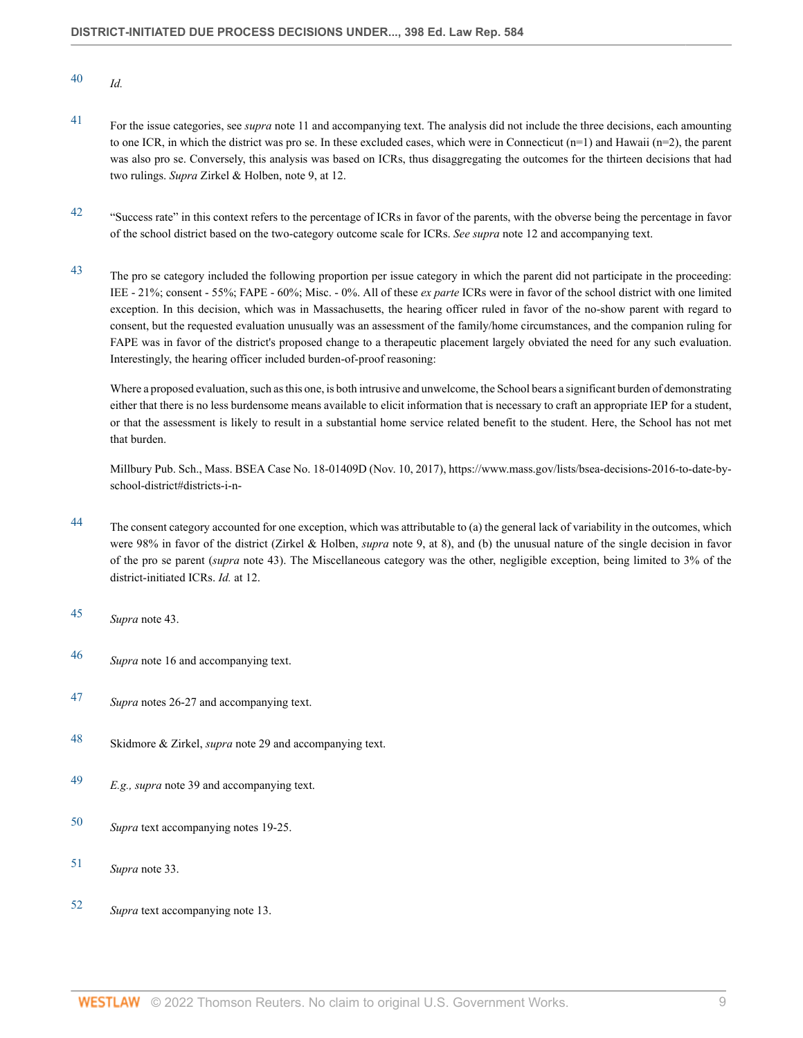40 *Id.*

41 For the issue categories, see *supra* note 11 and accompanying text. The analysis did not include the three decisions, each amounting to one ICR, in which the district was pro se. In these excluded cases, which were in Connecticut (n=1) and Hawaii (n=2), the parent was also pro se. Conversely, this analysis was based on ICRs, thus disaggregating the outcomes for the thirteen decisions that had two rulings. *Supra* Zirkel & Holben, note 9, at 12.

42 "Success rate" in this context refers to the percentage of ICRs in favor of the parents, with the obverse being the percentage in favor of the school district based on the two-category outcome scale for ICRs. *See supra* note 12 and accompanying text.

43 The pro se category included the following proportion per issue category in which the parent did not participate in the proceeding: IEE - 21%; consent - 55%; FAPE - 60%; Misc. - 0%. All of these *ex parte* ICRs were in favor of the school district with one limited exception. In this decision, which was in Massachusetts, the hearing officer ruled in favor of the no-show parent with regard to consent, but the requested evaluation unusually was an assessment of the family/home circumstances, and the companion ruling for FAPE was in favor of the district's proposed change to a therapeutic placement largely obviated the need for any such evaluation. Interestingly, the hearing officer included burden-of-proof reasoning:

Where a proposed evaluation, such as this one, is both intrusive and unwelcome, the School bears a significant burden of demonstrating either that there is no less burdensome means available to elicit information that is necessary to craft an appropriate IEP for a student, or that the assessment is likely to result in a substantial home service related benefit to the student. Here, the School has not met that burden.

Millbury Pub. Sch., Mass. BSEA Case No. 18-01409D (Nov. 10, 2017), https://www.mass.gov/lists/bsea-decisions-2016-to-date-by-school-district#districts-i-n-

44 The consent category accounted for one exception, which was attributable to (a) the general lack of variability in the outcomes, which were 98% in favor of the district (Zirkel & Holben, *supra* note 9, at 8), and (b) the unusual nature of the single decision in favor of the pro se parent (*supra* note 43). The Miscellaneous category was the other, negligible exception, being limited to 3% of the district-initiated ICRs. *Id.* at 12.

45 *Supra* note 43.

46 *Supra* note 16 and accompanying text.

47 *Supra* notes 26-27 and accompanying text.

48 Skidmore & Zirkel, *supra* note 29 and accompanying text.

49 *E.g., supra* note 39 and accompanying text.

50 *Supra* text accompanying notes 19-25.

51 *Supra* note 33.

52 *Supra* text accompanying note 13.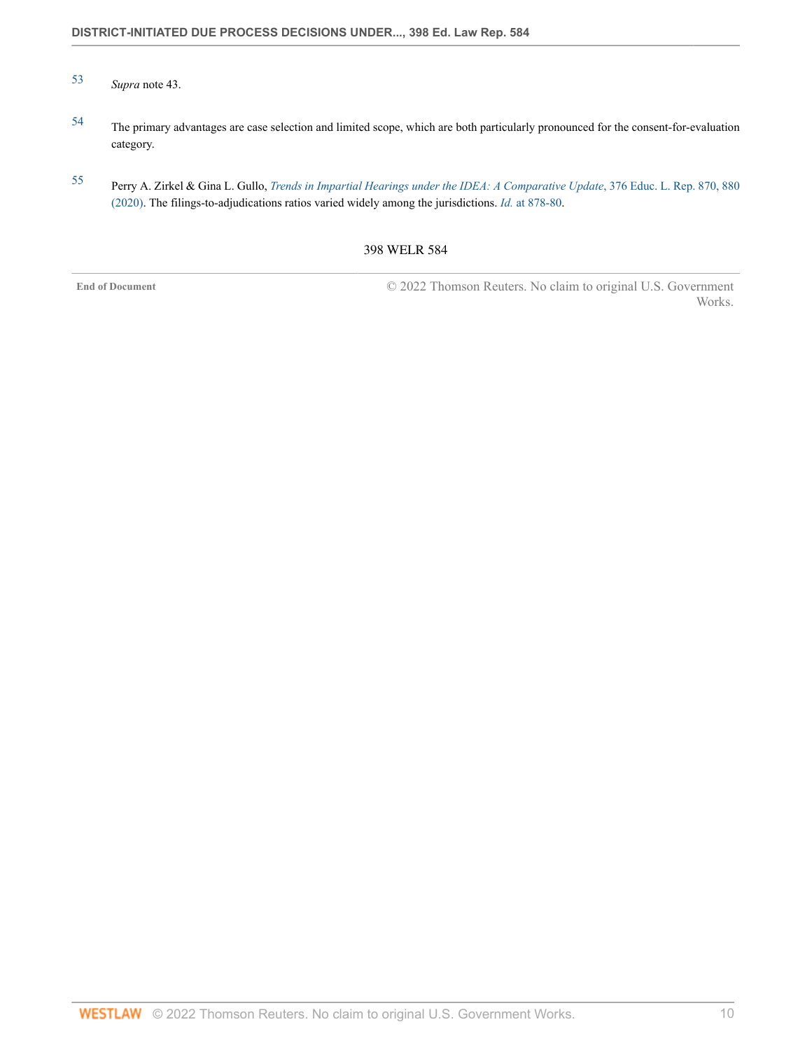53 *Supra* note 43.

54 The primary advantages are case selection and limited scope, which are both particularly pronounced for the consent-for-evaluation category.

55 Perry A. Zirkel & Gina L. Gullo, *Trends in Impartial Hearings under the IDEA: A Comparative Update*, 376 Educ. L. Rep. 870, 880 (2020). The filings-to-adjudications ratios varied widely among the jurisdictions. *Id.* at 878-80.

398 WELR 584

End of Document © 2022 Thomson Reuters. No claim to original U.S. Government Works.